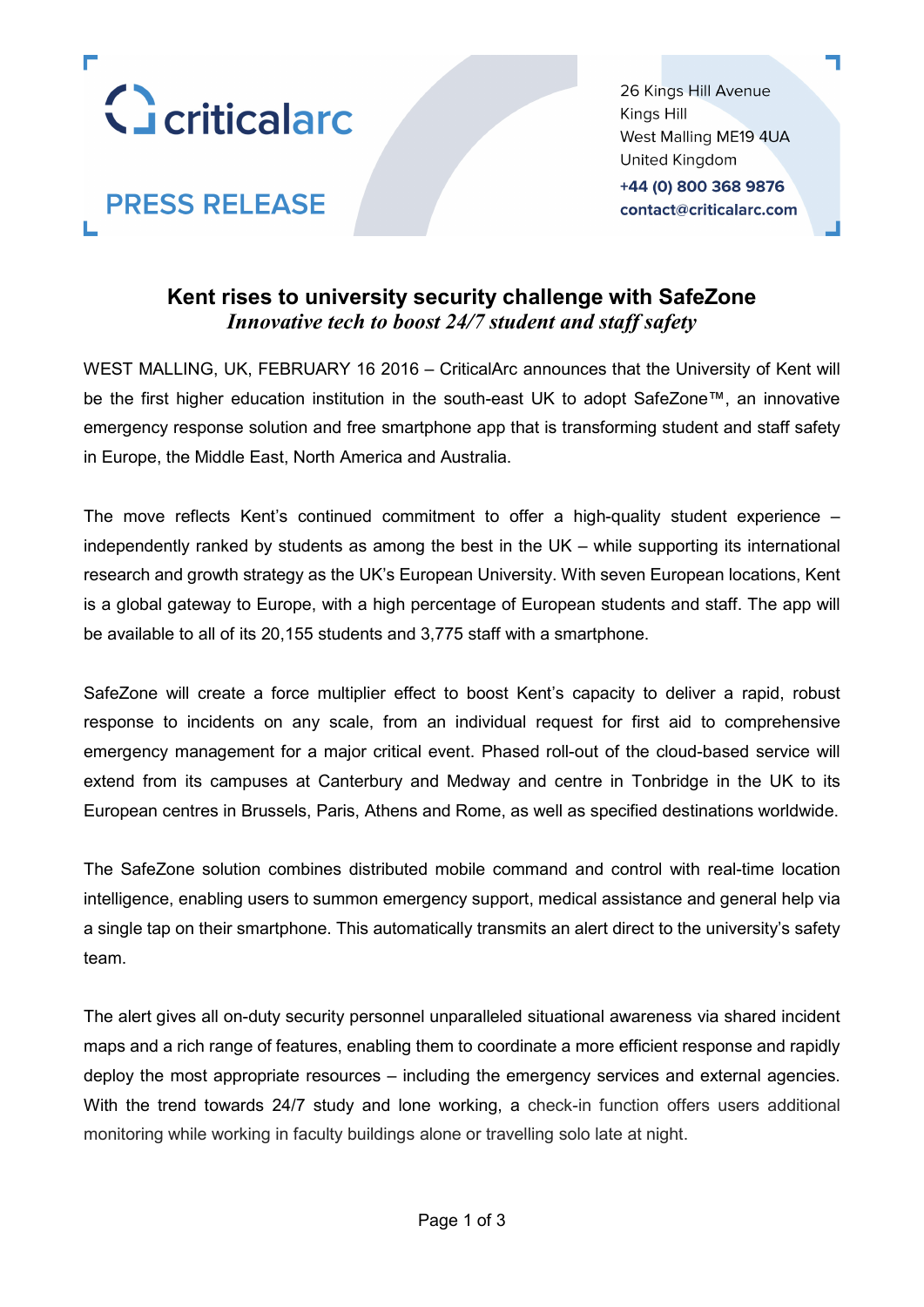criticalarc

PRESS RELEASE

26 Kings Hill Avenue
Kings Hill
West Malling ME19 4UA
United Kingdom
**+44 (0) 800 368 9876**
**contact@criticalarc.com**

# Kent rises to university security challenge with SafeZone

***Innovative tech to boost 24/7 student and staff safety***

WEST MALLING, UK, FEBRUARY 16 2016 – CriticalArc announces that the University of Kent will be the first higher education institution in the south-east UK to adopt SafeZone™, an innovative emergency response solution and free smartphone app that is transforming student and staff safety in Europe, the Middle East, North America and Australia.

The move reflects Kent's continued commitment to offer a high-quality student experience – independently ranked by students as among the best in the UK – while supporting its international research and growth strategy as the UK's European University. With seven European locations, Kent is a global gateway to Europe, with a high percentage of European students and staff. The app will be available to all of its 20,155 students and 3,775 staff with a smartphone.

SafeZone will create a force multiplier effect to boost Kent's capacity to deliver a rapid, robust response to incidents on any scale, from an individual request for first aid to comprehensive emergency management for a major critical event. Phased roll-out of the cloud-based service will extend from its campuses at Canterbury and Medway and centre in Tonbridge in the UK to its European centres in Brussels, Paris, Athens and Rome, as well as specified destinations worldwide.

The SafeZone solution combines distributed mobile command and control with real-time location intelligence, enabling users to summon emergency support, medical assistance and general help via a single tap on their smartphone. This automatically transmits an alert direct to the university's safety team.

The alert gives all on-duty security personnel unparalleled situational awareness via shared incident maps and a rich range of features, enabling them to coordinate a more efficient response and rapidly deploy the most appropriate resources – including the emergency services and external agencies. With the trend towards 24/7 study and lone working, a check-in function offers users additional monitoring while working in faculty buildings alone or travelling solo late at night.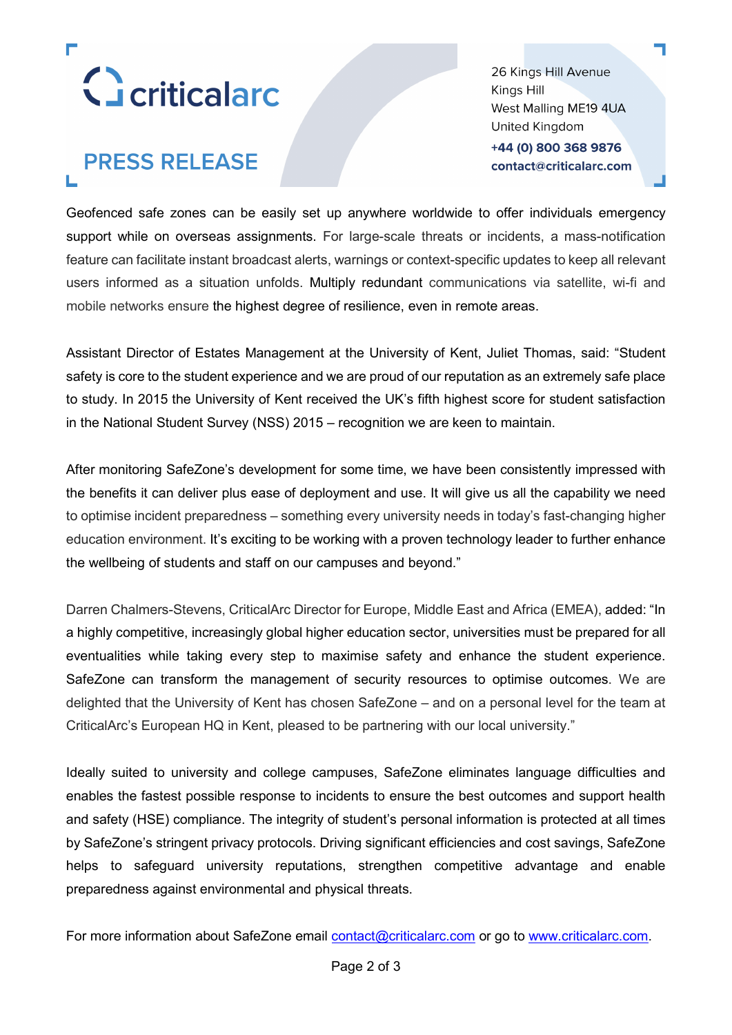Geofenced safe zones can be easily set up anywhere worldwide to offer individuals emergency support while on overseas assignments. For large-scale threats or incidents, a mass-notification feature can facilitate instant broadcast alerts, warnings or context-specific updates to keep all relevant users informed as a situation unfolds. Multiply redundant communications via satellite, wi-fi and mobile networks ensure the highest degree of resilience, even in remote areas.

Assistant Director of Estates Management at the University of Kent, Juliet Thomas, said: "Student safety is core to the student experience and we are proud of our reputation as an extremely safe place to study. In 2015 the University of Kent received the UK's fifth highest score for student satisfaction in the National Student Survey (NSS) 2015 – recognition we are keen to maintain.

After monitoring SafeZone's development for some time, we have been consistently impressed with the benefits it can deliver plus ease of deployment and use. It will give us all the capability we need to optimise incident preparedness – something every university needs in today's fast-changing higher education environment. It's exciting to be working with a proven technology leader to further enhance the wellbeing of students and staff on our campuses and beyond."

Darren Chalmers-Stevens, CriticalArc Director for Europe, Middle East and Africa (EMEA), added: "In a highly competitive, increasingly global higher education sector, universities must be prepared for all eventualities while taking every step to maximise safety and enhance the student experience. SafeZone can transform the management of security resources to optimise outcomes. We are delighted that the University of Kent has chosen SafeZone – and on a personal level for the team at CriticalArc's European HQ in Kent, pleased to be partnering with our local university."

Ideally suited to university and college campuses, SafeZone eliminates language difficulties and enables the fastest possible response to incidents to ensure the best outcomes and support health and safety (HSE) compliance. The integrity of student's personal information is protected at all times by SafeZone's stringent privacy protocols. Driving significant efficiencies and cost savings, SafeZone helps to safeguard university reputations, strengthen competitive advantage and enable preparedness against environmental and physical threats.

For more information about SafeZone email [contact@criticalarc.com](mailto:contact@criticalarc.com) or go to [www.criticalarc.com](http://www.criticalarc.com).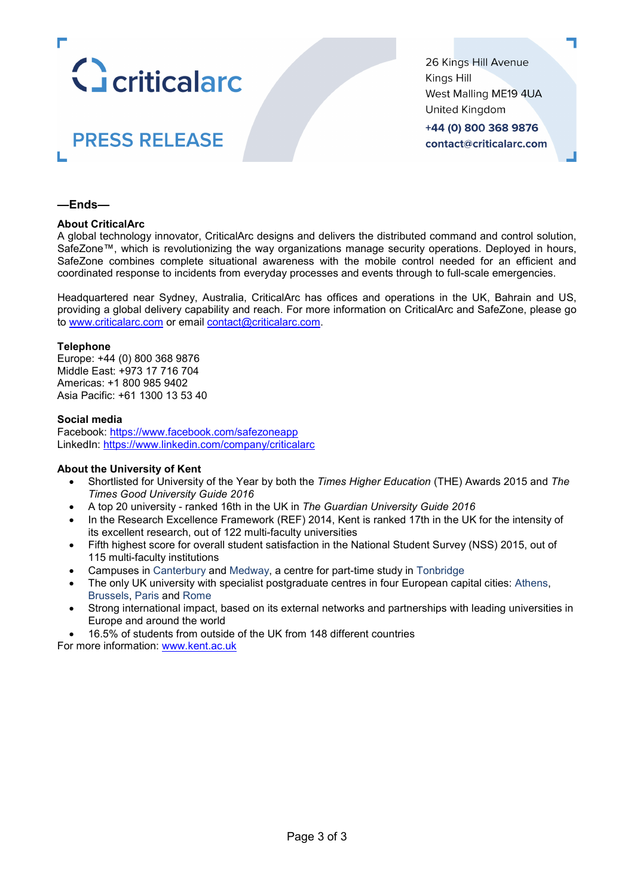**—Ends—**

**About CriticalArc**

A global technology innovator, CriticalArc designs and delivers the distributed command and control solution, SafeZone™, which is revolutionizing the way organizations manage security operations. Deployed in hours, SafeZone combines complete situational awareness with the mobile control needed for an efficient and coordinated response to incidents from everyday processes and events through to full-scale emergencies.

Headquartered near Sydney, Australia, CriticalArc has offices and operations in the UK, Bahrain and US, providing a global delivery capability and reach. For more information on CriticalArc and SafeZone, please go to www.criticalarc.com or email contact@criticalarc.com.

**Telephone**

Europe: +44 (0) 800 368 9876
Middle East: +973 17 716 704
Americas: +1 800 985 9402
Asia Pacific: +61 1300 13 53 40

**Social media**

Facebook: https://www.facebook.com/safezoneapp
LinkedIn: https://www.linkedin.com/company/criticalarc

**About the University of Kent**

- Shortlisted for University of the Year by both the *Times Higher Education* (THE) Awards 2015 and *The Times Good University Guide 2016*
- A top 20 university - ranked 16th in the UK in *The Guardian University Guide 2016*
- In the Research Excellence Framework (REF) 2014, Kent is ranked 17th in the UK for the intensity of its excellent research, out of 122 multi-faculty universities
- Fifth highest score for overall student satisfaction in the National Student Survey (NSS) 2015, out of 115 multi-faculty institutions
- Campuses in Canterbury and Medway, a centre for part-time study in Tonbridge
- The only UK university with specialist postgraduate centres in four European capital cities: Athens, Brussels, Paris and Rome
- Strong international impact, based on its external networks and partnerships with leading universities in Europe and around the world
- 16.5% of students from outside of the UK from 148 different countries

For more information: www.kent.ac.uk